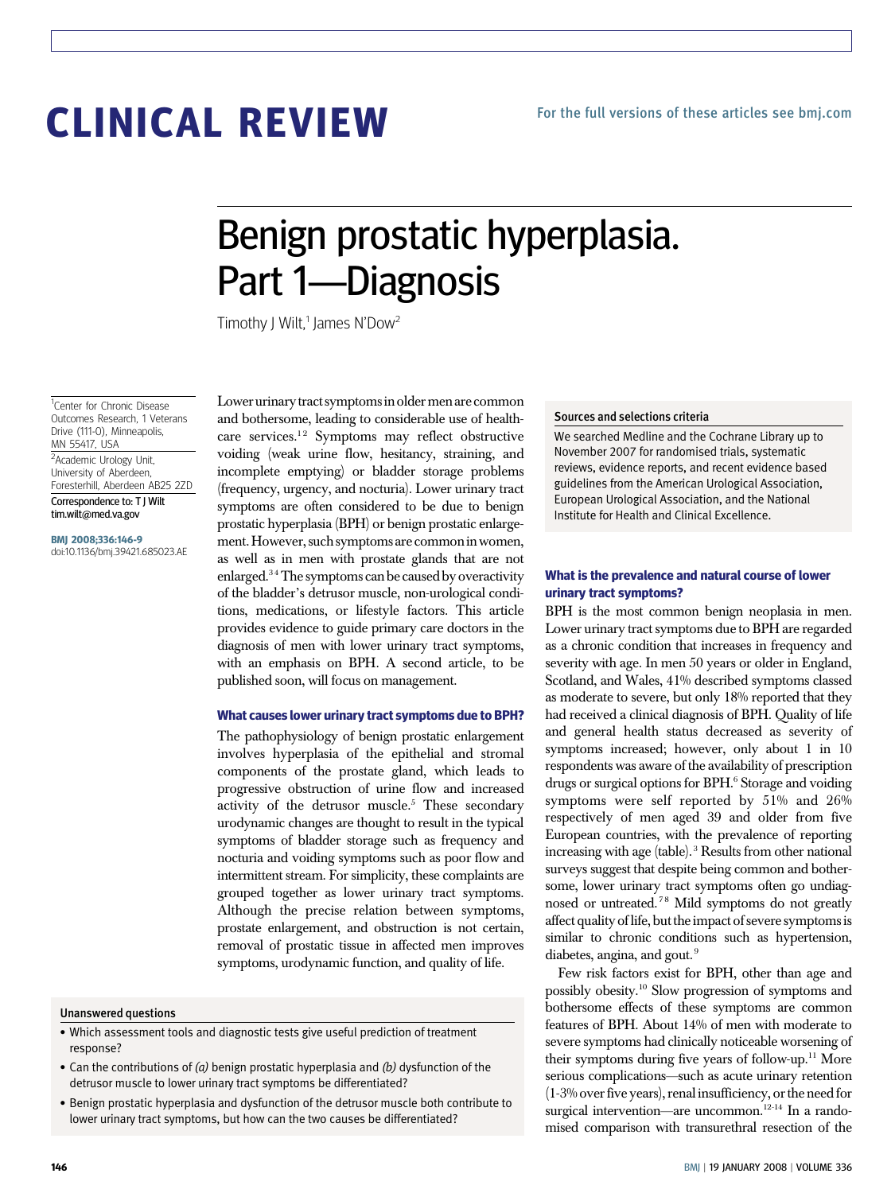CLINICAL REVIEW

For the full versions of these articles see bmj.com

# Benign prostatic hyperplasia. Part 1—Diagnosis

Timothy J Wilt,[1] James N'Dow[2]

[1]Center for Chronic Disease Outcomes Research, 1 Veterans Drive (111-0), Minneapolis, MN 55417, USA

[2]Academic Urology Unit, University of Aberdeen, Foresterhill, Aberdeen AB25 2ZD

Correspondence to: T J Wilt tim.wilt@med.va.gov

**BMJ 2008;336:146-9**
doi:10.1136/bmj.39421.685023.AE

Lower urinary tract symptoms in older men are common and bothersome, leading to considerable use of health-care services.[1 2] Symptoms may reflect obstructive voiding (weak urine flow, hesitancy, straining, and incomplete emptying) or bladder storage problems (frequency, urgency, and nocturia). Lower urinary tract symptoms are often considered to be due to benign prostatic hyperplasia (BPH) or benign prostatic enlargement. However, such symptoms are common in women, as well as in men with prostate glands that are not enlarged.[3 4] The symptoms can be caused by overactivity of the bladder's detrusor muscle, non-urological conditions, medications, or lifestyle factors. This article provides evidence to guide primary care doctors in the diagnosis of men with lower urinary tract symptoms, with an emphasis on BPH. A second article, to be published soon, will focus on management.

### What causes lower urinary tract symptoms due to BPH?

The pathophysiology of benign prostatic enlargement involves hyperplasia of the epithelial and stromal components of the prostate gland, which leads to progressive obstruction of urine flow and increased activity of the detrusor muscle.[5] These secondary urodynamic changes are thought to result in the typical symptoms of bladder storage such as frequency and nocturia and voiding symptoms such as poor flow and intermittent stream. For simplicity, these complaints are grouped together as lower urinary tract symptoms. Although the precise relation between symptoms, prostate enlargement, and obstruction is not certain, removal of prostatic tissue in affected men improves symptoms, urodynamic function, and quality of life.

#### Unanswered questions

- Which assessment tools and diagnostic tests give useful prediction of treatment response?
- Can the contributions of *(a)* benign prostatic hyperplasia and *(b)* dysfunction of the detrusor muscle to lower urinary tract symptoms be differentiated?
- Benign prostatic hyperplasia and dysfunction of the detrusor muscle both contribute to lower urinary tract symptoms, but how can the two causes be differentiated?

#### Sources and selections criteria

We searched Medline and the Cochrane Library up to November 2007 for randomised trials, systematic reviews, evidence reports, and recent evidence based guidelines from the American Urological Association, European Urological Association, and the National Institute for Health and Clinical Excellence.

### What is the prevalence and natural course of lower urinary tract symptoms?

BPH is the most common benign neoplasia in men. Lower urinary tract symptoms due to BPH are regarded as a chronic condition that increases in frequency and severity with age. In men 50 years or older in England, Scotland, and Wales, 41% described symptoms classed as moderate to severe, but only 18% reported that they had received a clinical diagnosis of BPH. Quality of life and general health status decreased as severity of symptoms increased; however, only about 1 in 10 respondents was aware of the availability of prescription drugs or surgical options for BPH.[6] Storage and voiding symptoms were self reported by 51% and 26% respectively of men aged 39 and older from five European countries, with the prevalence of reporting increasing with age (table).[3] Results from other national surveys suggest that despite being common and bothersome, lower urinary tract symptoms often go undiagnosed or untreated.[7 8] Mild symptoms do not greatly affect quality of life, but the impact of severe symptoms is similar to chronic conditions such as hypertension, diabetes, angina, and gout.[9]

Few risk factors exist for BPH, other than age and possibly obesity.[10] Slow progression of symptoms and bothersome effects of these symptoms are common features of BPH. About 14% of men with moderate to severe symptoms had clinically noticeable worsening of their symptoms during five years of follow-up.[11] More serious complications—such as acute urinary retention (1-3% over five years), renal insufficiency, or the need for surgical intervention—are uncommon.[12-14] In a randomised comparison with transurethral resection of the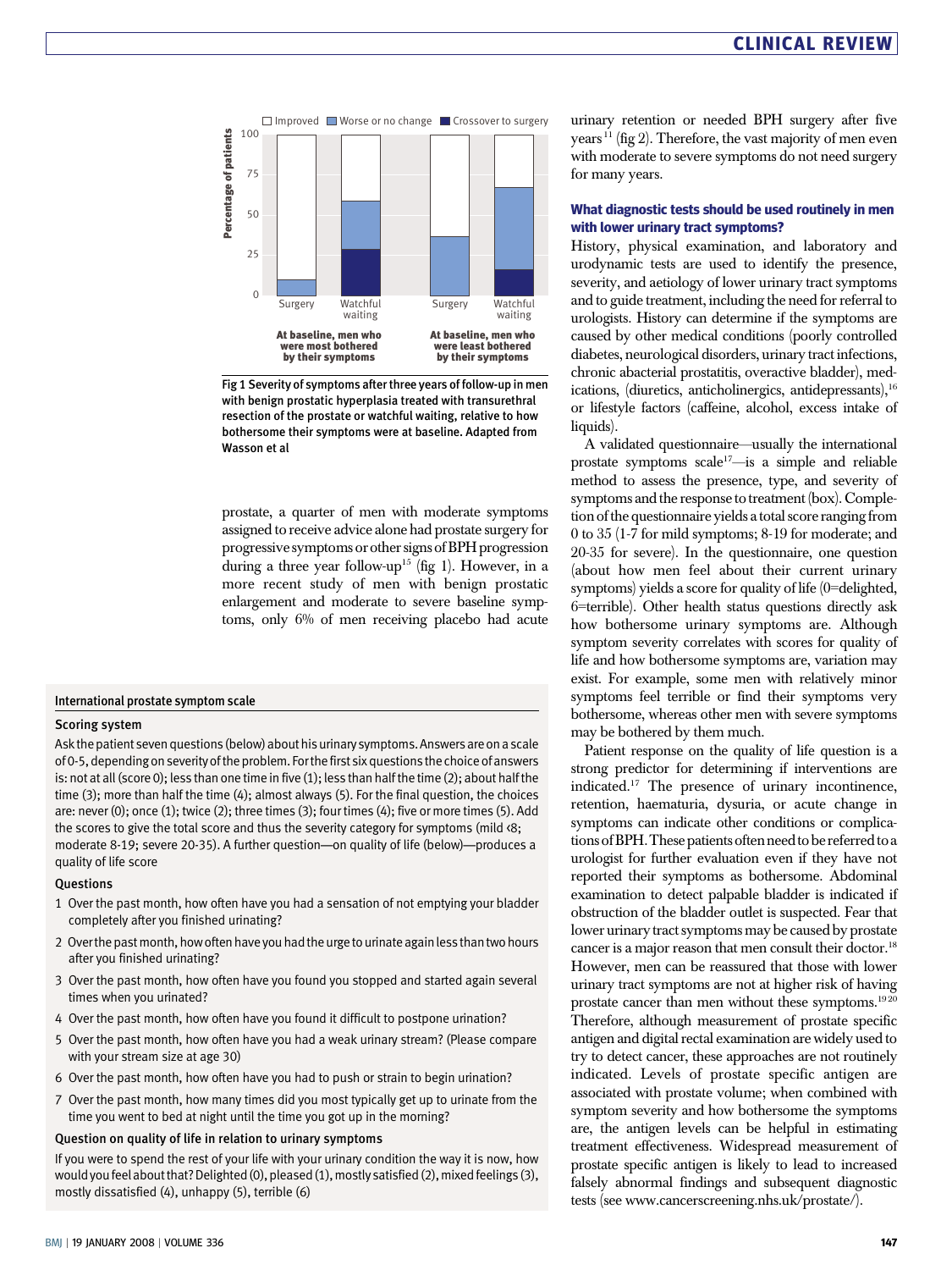Fig 1 Severity of symptoms after three years of follow-up in men with benign prostatic hyperplasia treated with transurethral resection of the prostate or watchful waiting, relative to how bothersome their symptoms were at baseline. Adapted from Wasson et al

prostate, a quarter of men with moderate symptoms assigned to receive advice alone had prostate surgery for progressive symptoms or other signs of BPH progression during a three year follow-up[15] (fig 1). However, in a more recent study of men with benign prostatic enlargement and moderate to severe baseline symptoms, only 6% of men receiving placebo had acute urinary retention or needed BPH surgery after five years[11] (fig 2). Therefore, the vast majority of men even with moderate to severe symptoms do not need surgery for many years.

## What diagnostic tests should be used routinely in men with lower urinary tract symptoms?

History, physical examination, and laboratory and urodynamic tests are used to identify the presence, severity, and aetiology of lower urinary tract symptoms and to guide treatment, including the need for referral to urologists. History can determine if the symptoms are caused by other medical conditions (poorly controlled diabetes, neurological disorders, urinary tract infections, chronic abacterial prostatitis, overactive bladder), medications, (diuretics, anticholinergics, antidepressants),[16] or lifestyle factors (caffeine, alcohol, excess intake of liquids).

A validated questionnaire—usually the international prostate symptoms scale[17]—is a simple and reliable method to assess the presence, type, and severity of symptoms and the response to treatment (box). Completion of the questionnaire yields a total score ranging from 0 to 35 (1-7 for mild symptoms; 8-19 for moderate; and 20-35 for severe). In the questionnaire, one question (about how men feel about their current urinary symptoms) yields a score for quality of life (0=delighted, 6=terrible). Other health status questions directly ask how bothersome urinary symptoms are. Although symptom severity correlates with scores for quality of life and how bothersome symptoms are, variation may exist. For example, some men with relatively minor symptoms feel terrible or find their symptoms very bothersome, whereas other men with severe symptoms may be bothered by them much.

Patient response on the quality of life question is a strong predictor for determining if interventions are indicated.[17] The presence of urinary incontinence, retention, haematuria, dysuria, or acute change in symptoms can indicate other conditions or complications of BPH. These patients often need to be referred to a urologist for further evaluation even if they have not reported their symptoms as bothersome. Abdominal examination to detect palpable bladder is indicated if obstruction of the bladder outlet is suspected. Fear that lower urinary tract symptoms may be caused by prostate cancer is a major reason that men consult their doctor.[18] However, men can be reassured that those with lower urinary tract symptoms are not at higher risk of having prostate cancer than men without these symptoms.[19,20] Therefore, although measurement of prostate specific antigen and digital rectal examination are widely used to try to detect cancer, these approaches are not routinely indicated. Levels of prostate specific antigen are associated with prostate volume; when combined with symptom severity and how bothersome the symptoms are, the antigen levels can be helpful in estimating treatment effectiveness. Widespread measurement of prostate specific antigen is likely to lead to increased falsely abnormal findings and subsequent diagnostic tests (see www.cancerscreening.nhs.uk/prostate/).

### International prostate symptom scale

#### Scoring system

Ask the patient seven questions (below) about his urinary symptoms. Answers are on a scale of 0-5, depending on severity of the problem. For the first six questions the choice of answers is: not at all (score 0); less than one time in five (1); less than half the time (2); about half the time (3); more than half the time (4); almost always (5). For the final question, the choices are: never (0); once (1); twice (2); three times (3); four times (4); five or more times (5). Add the scores to give the total score and thus the severity category for symptoms (mild <8; moderate 8-19; severe 20-35). A further question—on quality of life (below)—produces a quality of life score

#### Questions

1. Over the past month, how often have you had a sensation of not emptying your bladder completely after you finished urinating?
2. Over the past month, how often have you had the urge to urinate again less than two hours after you finished urinating?
3. Over the past month, how often have you found you stopped and started again several times when you urinated?
4. Over the past month, how often have you found it difficult to postpone urination?
5. Over the past month, how often have you had a weak urinary stream? (Please compare with your stream size at age 30)
6. Over the past month, how often have you had to push or strain to begin urination?
7. Over the past month, how many times did you most typically get up to urinate from the time you went to bed at night until the time you got up in the morning?

#### Question on quality of life in relation to urinary symptoms

If you were to spend the rest of your life with your urinary condition the way it is now, how would you feel about that? Delighted (0), pleased (1), mostly satisfied (2), mixed feelings (3), mostly dissatisfied (4), unhappy (5), terrible (6)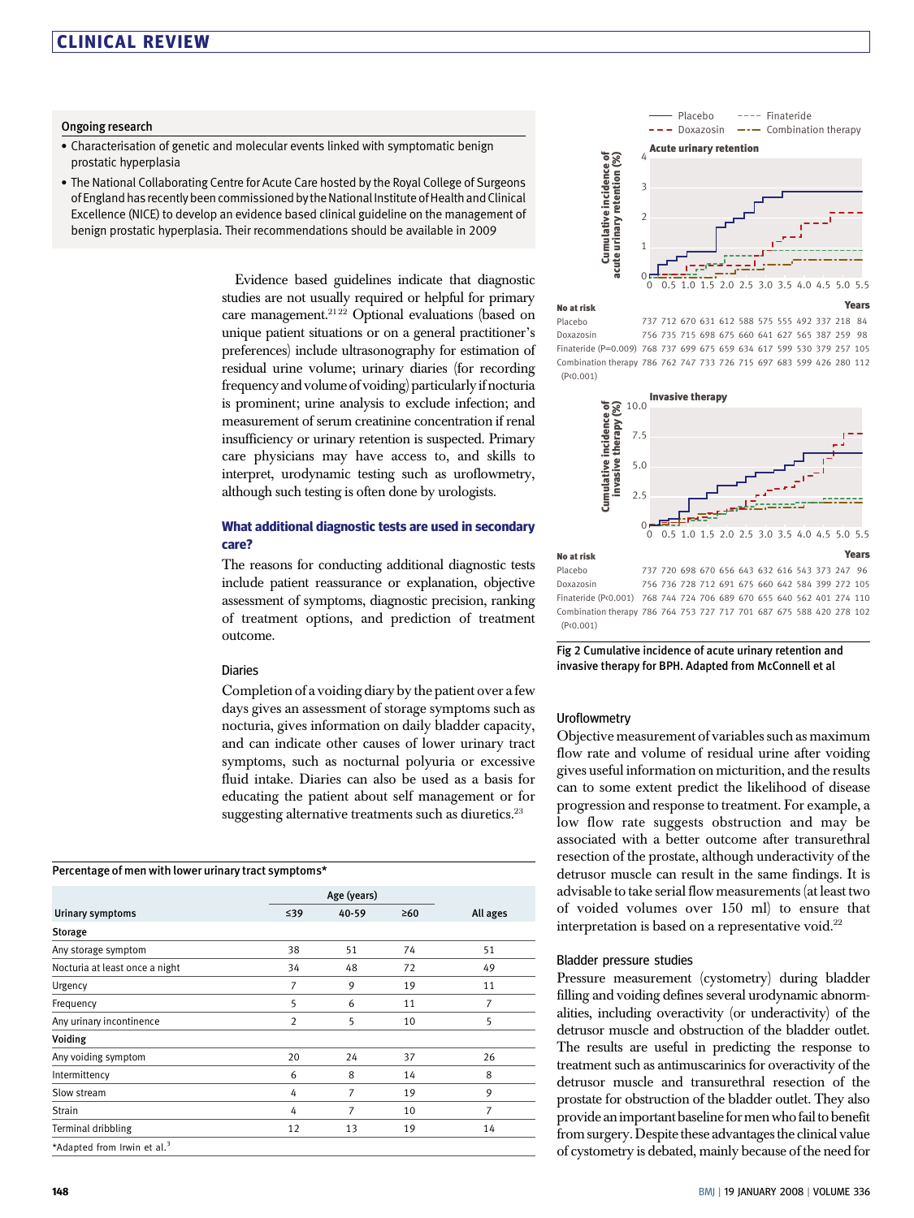## Ongoing research

- Characterisation of genetic and molecular events linked with symptomatic benign prostatic hyperplasia
- The National Collaborating Centre for Acute Care hosted by the Royal College of Surgeons of England has recently been commissioned by the National Institute of Health and Clinical Excellence (NICE) to develop an evidence based clinical guideline on the management of benign prostatic hyperplasia. Their recommendations should be available in 2009

Evidence based guidelines indicate that diagnostic studies are not usually required or helpful for primary care management.[21 22] Optional evaluations (based on unique patient situations or on a general practitioner's preferences) include ultrasonography for estimation of residual urine volume; urinary diaries (for recording frequency and volume of voiding) particularly if nocturia is prominent; urine analysis to exclude infection; and measurement of serum creatinine concentration if renal insufficiency or urinary retention is suspected. Primary care physicians may have access to, and skills to interpret, urodynamic testing such as uroflowmetry, although such testing is often done by urologists.

### What additional diagnostic tests are used in secondary care?

The reasons for conducting additional diagnostic tests include patient reassurance or explanation, objective assessment of symptoms, diagnostic precision, ranking of treatment options, and prediction of treatment outcome.

#### Diaries

Completion of a voiding diary by the patient over a few days gives an assessment of storage symptoms such as nocturia, gives information on daily bladder capacity, and can indicate other causes of lower urinary tract symptoms, such as nocturnal polyuria or excessive fluid intake. Diaries can also be used as a basis for educating the patient about self management or for suggesting alternative treatments such as diuretics.[23]

Percentage of men with lower urinary tract symptoms*

| Urinary symptoms | Age (years) ≤39 | 40-59 | ≥60 | All ages |
|---|---|---|---|---|
| **Storage** | | | | |
| Any storage symptom | 38 | 51 | 74 | 51 |
| Nocturia at least once a night | 34 | 48 | 72 | 49 |
| Urgency | 7 | 9 | 19 | 11 |
| Frequency | 5 | 6 | 11 | 7 |
| Any urinary incontinence | 2 | 5 | 10 | 5 |
| **Voiding** | | | | |
| Any voiding symptom | 20 | 24 | 37 | 26 |
| Intermittency | 6 | 8 | 14 | 8 |
| Slow stream | 4 | 7 | 19 | 9 |
| Strain | 4 | 7 | 10 | 7 |
| Terminal dribbling | 12 | 13 | 19 | 14 |

*Adapted from Irwin et al.[3]

**Acute urinary retention — No at risk**

| Years | 0 | 0.5 | 1.0 | 1.5 | 2.0 | 2.5 | 3.0 | 3.5 | 4.0 | 4.5 | 5.0 | 5.5 |
|---|---|---|---|---|---|---|---|---|---|---|---|---|
| Placebo | 737 | 712 | 670 | 631 | 612 | 588 | 575 | 555 | 492 | 337 | 218 | 84 |
| Doxazosin | 756 | 735 | 715 | 698 | 675 | 660 | 641 | 627 | 565 | 387 | 259 | 98 |
| Finateride (P=0.009) | 768 | 737 | 699 | 675 | 659 | 634 | 617 | 599 | 530 | 379 | 257 | 105 |
| Combination therapy (P<0.001) | 786 | 762 | 747 | 733 | 726 | 715 | 697 | 683 | 599 | 426 | 280 | 112 |

**Invasive therapy — No at risk**

| Years | 0 | 0.5 | 1.0 | 1.5 | 2.0 | 2.5 | 3.0 | 3.5 | 4.0 | 4.5 | 5.0 | 5.5 |
|---|---|---|---|---|---|---|---|---|---|---|---|---|
| Placebo | 737 | 720 | 698 | 670 | 656 | 643 | 632 | 616 | 543 | 373 | 247 | 96 |
| Doxazosin | 756 | 736 | 728 | 712 | 691 | 675 | 660 | 642 | 584 | 399 | 272 | 105 |
| Finateride (P<0.001) | 768 | 744 | 724 | 706 | 689 | 670 | 655 | 640 | 562 | 401 | 274 | 110 |
| Combination therapy (P<0.001) | 786 | 764 | 753 | 727 | 717 | 701 | 687 | 675 | 588 | 420 | 278 | 102 |

Fig 2 Cumulative incidence of acute urinary retention and invasive therapy for BPH. Adapted from McConnell et al

#### Uroflowmetry

Objective measurement of variables such as maximum flow rate and volume of residual urine after voiding gives useful information on micturition, and the results can to some extent predict the likelihood of disease progression and response to treatment. For example, a low flow rate suggests obstruction and may be associated with a better outcome after transurethral resection of the prostate, although underactivity of the detrusor muscle can result in the same findings. It is advisable to take serial flow measurements (at least two of voided volumes over 150 ml) to ensure that interpretation is based on a representative void.[22]

#### Bladder pressure studies

Pressure measurement (cystometry) during bladder filling and voiding defines several urodynamic abnormalities, including overactivity (or underactivity) of the detrusor muscle and obstruction of the bladder outlet. The results are useful in predicting the response to treatment such as antimuscarinics for overactivity of the detrusor muscle and transurethral resection of the prostate for obstruction of the bladder outlet. They also provide an important baseline for men who fail to benefit from surgery. Despite these advantages the clinical value of cystometry is debated, mainly because of the need for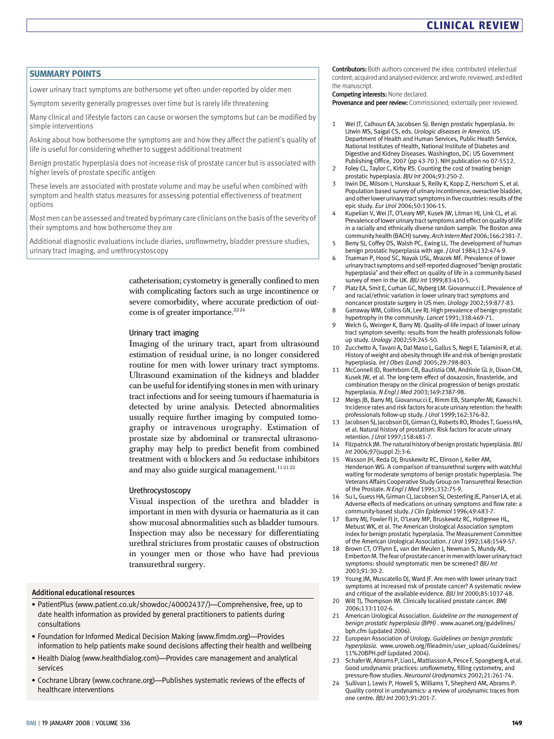## SUMMARY POINTS

Lower urinary tract symptoms are bothersome yet often under-reported by older men

Symptom severity generally progresses over time but is rarely life threatening

Many clinical and lifestyle factors can cause or worsen the symptoms but can be modified by simple interventions

Asking about how bothersome the symptoms are and how they affect the patient's quality of life is useful for considering whether to suggest additional treatment

Benign prostatic hyperplasia does not increase risk of prostate cancer but is associated with higher levels of prostate specific antigen

These levels are associated with prostate volume and may be useful when combined with symptom and health status measures for assessing potential effectiveness of treatment options

Most men can be assessed and treated by primary care clinicians on the basis of the severity of their symptoms and how bothersome they are

Additional diagnostic evaluations include diaries, uroflowmetry, bladder pressure studies, urinary tract imaging, and urethrocystoscopy

catheterisation; cystometry is generally confined to men with complicating factors such as urge incontinence or severe comorbidity, where accurate prediction of outcome is of greater importance.[22 24]

### Urinary tract imaging

Imaging of the urinary tract, apart from ultrasound estimation of residual urine, is no longer considered routine for men with lower urinary tract symptoms. Ultrasound examination of the kidneys and bladder can be useful for identifying stones in men with urinary tract infections and for seeing tumours if haematuria is detected by urine analysis. Detected abnormalities usually require further imaging by computed tomography or intravenous urography. Estimation of prostate size by abdominal or transrectal ultrasonography may help to predict benefit from combined treatment with α blockers and 5α reductase inhibitors and may also guide surgical management.[11 21 22]

### Urethrocystoscopy

Visual inspection of the urethra and bladder is important in men with dysuria or haematuria as it can show mucosal abnormalities such as bladder tumours. Inspection may also be necessary for differentiating urethral strictures from prostatic causes of obstruction in younger men or those who have had previous transurethral surgery.

### Additional educational resources

- PatientPlus (www.patient.co.uk/showdoc/40002437/)—Comprehensive, free, up to date health information as provided by general practitioners to patients during consultations
- Foundation for Informed Medical Decision Making (www.fimdm.org)—Provides information to help patients make sound decisions affecting their health and wellbeing
- Health Dialog (www.healthdialog.com)—Provides care management and analytical services
- Cochrane Library (www.cochrane.org)—Publishes systematic reviews of the effects of healthcare interventions

**Contributors:** Both authors conceived the idea; contributed intellectual content; acquired and analysed evidence; and wrote, reviewed, and edited the manuscript.

**Competing interests:** None declared.

**Provenance and peer review:** Commissioned; externally peer reviewed.

1. Wei JT, Calhoun EA, Jacobsen SJ. Benign prostatic hyperplasia. In: Litwin MS, Saigal CS, eds. *Urologic diseases in America.* US Department of Health and Human Services, Public Health Service, National Institutes of Health, National Institute of Diabetes and Digestive and Kidney Diseases. Washington, DC: US Government Publishing Office, 2007 (pp 43-70 ). NIH publication no 07-5512.
2. Foley CL, Taylor C, Kirby RS. Counting the cost of treating benign prostatic hyperplasia. *BJU Int* 2004;93:250-2.
3. Irwin DE, Milsom I, Hunskaar S, Reilly K, Kopp Z, Herschorn S, et al. Population based survey of urinary incontinence, overactive bladder, and other lower urinary tract symptoms in five countries: results of the epic study. *Eur Urol* 2006;50:1306-15.
4. Kupelian V, Wei JT, O'Leary MP, Kusek JW, Litman HJ, Link CL, et al. Prevalence of lower urinary tract symptoms and effect on quality of life in a racially and ethnically diverse random sample. The Boston area community health (BACH) survey. *Arch Intern Med* 2006;166:2381-7.
5. Berry SJ, Coffey DS, Walsh PC, Ewing LL. The development of human benign prostatic hyperplasia with age. *J Urol* 1984;132:474-9.
6. Trueman P, Hood SC, Nayak USL, Mrazek MF. Prevalence of lower urinary tract symptoms and self-reported diagnosed "benign prostatic hyperplasia" and their effect on quality of life in a community-based survey of men in the UK. *BJU Int* 1999;83:410-5.
7. Platz EA, Smit E, Curhan GC, Nyberg LM. Giovannucci E. Prevalence of and racial/ethnic variation in lower urinary tract symptoms and noncancer prostate surgery in US men. *Urology* 2002;59:877-83.
8. Garraway WM, Collins GN, Lee RJ. High prevalence of benign prostatic hypertrophy in the community. *Lancet* 1991;338:469-71.
9. Welch G, Weinger K, Barry MJ. Quality-of-life impact of lower urinary tract symptom severity: results from the health professionals follow-up study. *Urology* 2002;59:245-50.
10. Zucchetto A, Tavani A, Dal Maso L, Gallus S, Negri E, Talamini R, et al. History of weight and obesity through life and risk of benign prostatic hyperplasia. *Int J Obes (Lond)* 2005;29:798-803.
11. McConnell JD, Roehrborn CB, Bautista OM, Andriole GL Jr, Dixon CM, Kusek JW, et al. The long-term effect of doxazosin, finasteride, and combination therapy on the clinical progression of benign prostatic hyperplasia. *N Engl J Med* 2003;349:2387-98.
12. Meigs JB, Barry MJ, Giovannucci E, Rimm EB, Stampfer MJ, Kawachi I. Incidence rates and risk factors for acute urinary retention: the health professionals follow-up study. *J Urol* 1999;162:376-82.
13. Jacobsen SJ, Jacobson DJ, Girman CJ, Roberts RO, Rhodes T, Guess HA, et al. Natural history of prostatism: Risk factors for acute urinary retention. *J Urol* 1997;158:481-7.
14. Fitzpatrick JM. The natural history of benign prostatic hyperplasia. *BJU Int* 2006;97(suppl 2):3-6.
15. Wasson JH, Reda DJ, Bruskewitz RC, Elinson J, Keller AM, Henderson WG. A comparison of transurethral surgery with watchful waiting for moderate symptoms of benign prostatic hyperplasia. The Veterans Affairs Cooperative Study Group on Transurethral Resection of the Prostate. *N Engl J Med* 1995;332:75-9.
16. Su L, Guess HA, Girman CJ, Jacobsen SJ, Oesterling JE, Panser LA, et al. Adverse effects of medications on urinary symptoms and flow rate: a community-based study. *J Clin Epidemiol* 1996;49:483-7.
17. Barry MJ, Fowler FJ Jr, O'Leary MP, Bruskewitz RC, Holtgrewe HL, Mebust WK, et al. The American Urological Association symptom index for benign prostatic hyperplasia. The Measurement Committee of the American Urological Association. *J Urol* 1992;148:1549-57.
18. Brown CT, O'Flynn E, van der Meulen J, Newman S, Mundy AR, Emberton M. The fear of prostate cancer in men with lower urinary tract symptoms: should symptomatic men be screened? *BJU Int* 2003;91:30-2.
19. Young JM, Muscatello DJ, Ward JF. Are men with lower urinary tract symptoms at increased risk of prostate cancer? A systematic review and critique of the available evidence. *BJU Int* 2000;85:1037-48.
20. Wilt TJ, Thompson IM. Clinically localised prostate cancer. *BMJ* 2006;133:1102-6.
21. American Urological Association. *Guideline on the management of benign prostatic hyperplasia (BPH)* . www.auanet.org/guidelines/bph.cfm (updated 2006).
22. European Association of Urology. *Guidelines on benign prostatic hyperplasia.* www.uroweb.org/fileadmin/user_upload/Guidelines/11%20BPH.pdf (updated 2004).
23. Schafer W, Abrams P, Liao L, Mattiasson A, Pesce F, Spangberg A, et al. Good urodynamic practices: uroflowmetry, filling cystometry, and pressure-flow studies. *Neurourol Urodynamics* 2002;21:261-74.
24. Sullivan J, Lewis P, Howell S, Williams T, Shepherd AM, Abrams P. Quality control in urodynamics: a review of urodynamic traces from one centre. *BJU Int* 2003;91:201-7.